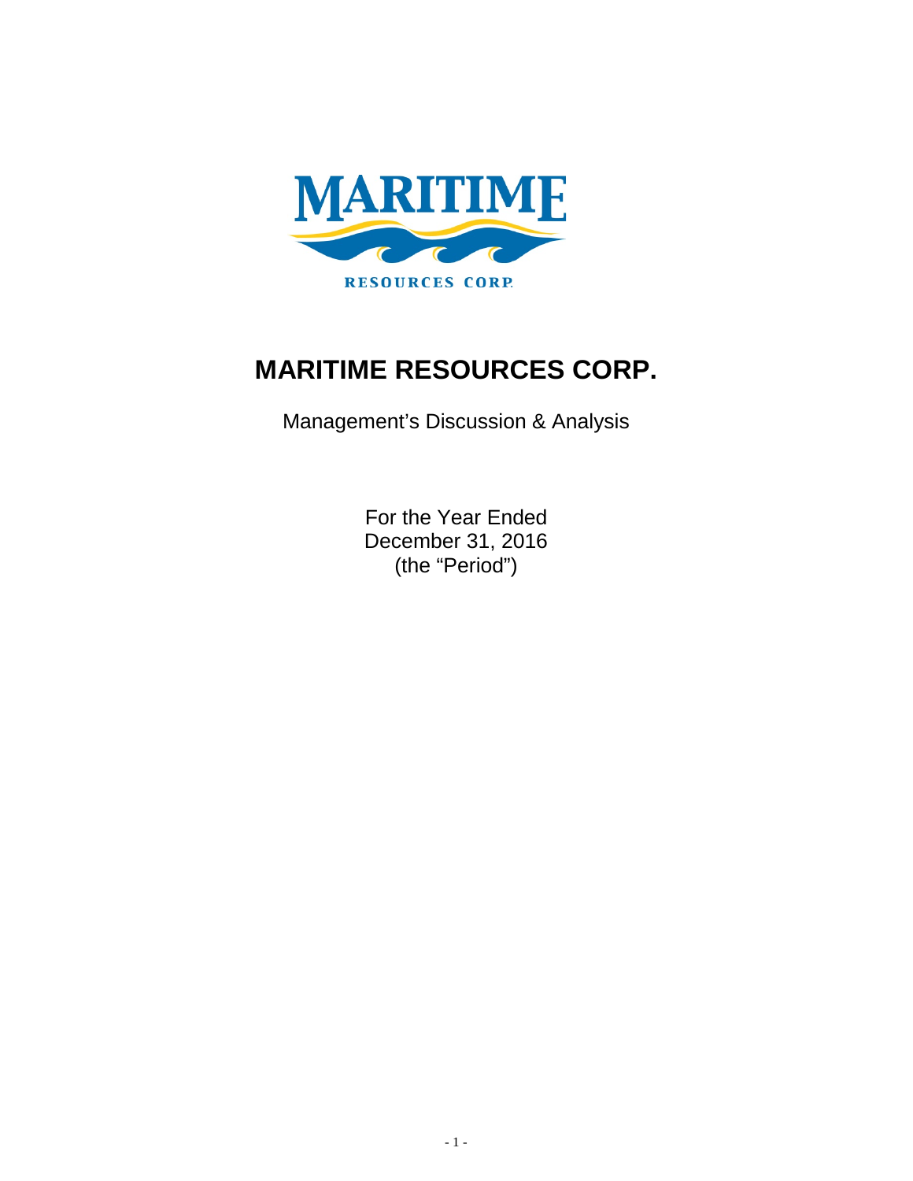# MARITIME RESOURCES CORP.

Management's Discussion & Analysis

For the Year Ended
December 31, 2016
(the "Period")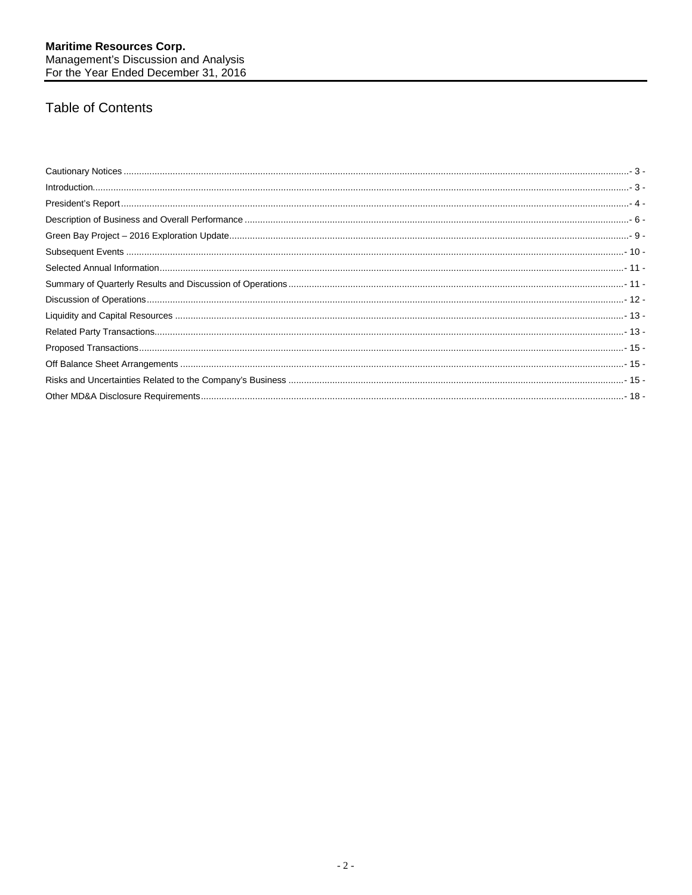# Table of Contents

Cautionary Notices ....- 3 -
Introduction....- 3 -
President's Report....- 4 -
Description of Business and Overall Performance ....- 6 -
Green Bay Project – 2016 Exploration Update....- 9 -
Subsequent Events ....- 10 -
Selected Annual Information....- 11 -
Summary of Quarterly Results and Discussion of Operations ....- 11 -
Discussion of Operations....- 12 -
Liquidity and Capital Resources ....- 13 -
Related Party Transactions....- 13 -
Proposed Transactions....- 15 -
Off Balance Sheet Arrangements ....- 15 -
Risks and Uncertainties Related to the Company's Business ....- 15 -
Other MD&A Disclosure Requirements....- 18 -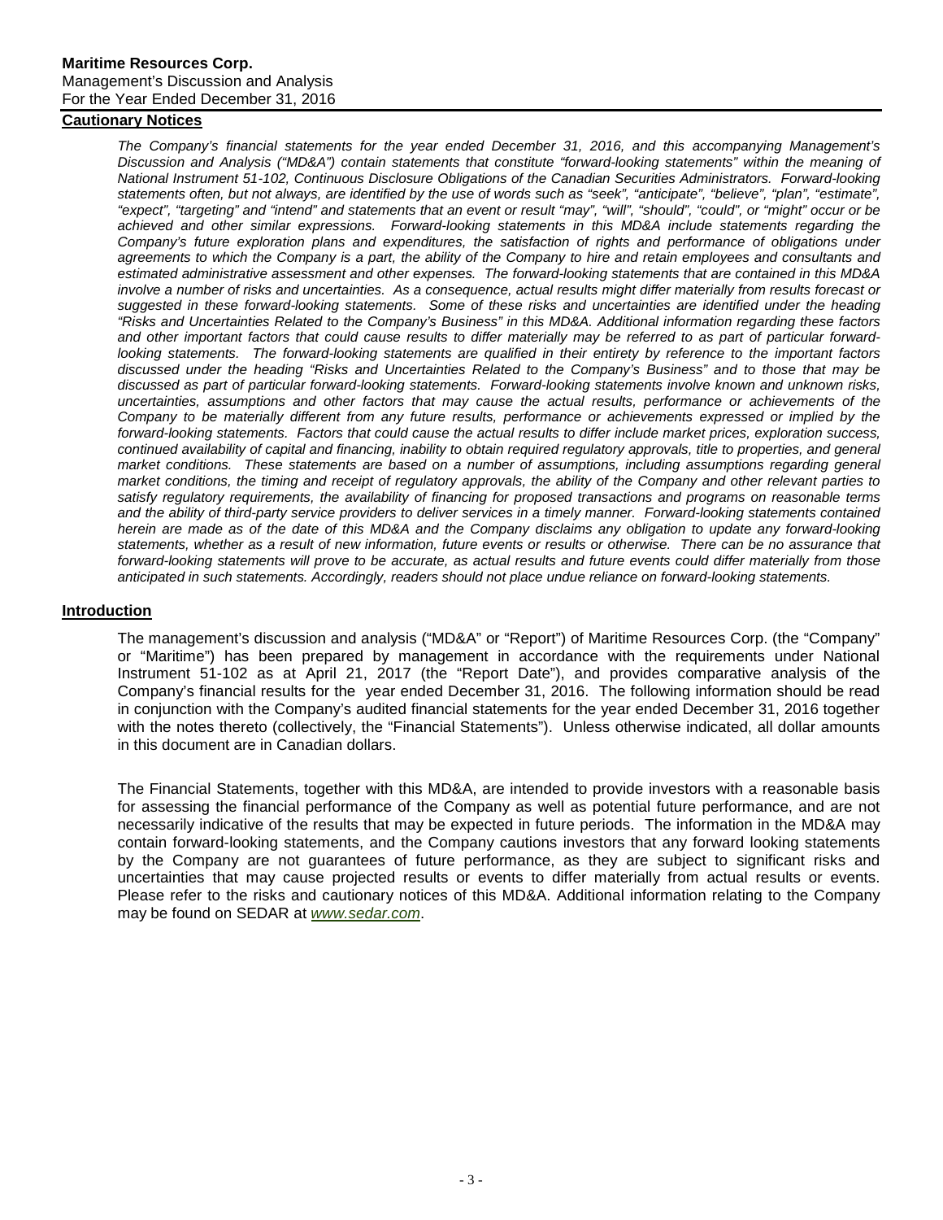## Cautionary Notices

*The Company's financial statements for the year ended December 31, 2016, and this accompanying Management's Discussion and Analysis ("MD&A") contain statements that constitute "forward-looking statements" within the meaning of National Instrument 51-102, Continuous Disclosure Obligations of the Canadian Securities Administrators. Forward-looking statements often, but not always, are identified by the use of words such as "seek", "anticipate", "believe", "plan", "estimate", "expect", "targeting" and "intend" and statements that an event or result "may", "will", "should", "could", or "might" occur or be achieved and other similar expressions. Forward-looking statements in this MD&A include statements regarding the Company's future exploration plans and expenditures, the satisfaction of rights and performance of obligations under agreements to which the Company is a part, the ability of the Company to hire and retain employees and consultants and estimated administrative assessment and other expenses. The forward-looking statements that are contained in this MD&A involve a number of risks and uncertainties. As a consequence, actual results might differ materially from results forecast or suggested in these forward-looking statements. Some of these risks and uncertainties are identified under the heading "Risks and Uncertainties Related to the Company's Business" in this MD&A. Additional information regarding these factors and other important factors that could cause results to differ materially may be referred to as part of particular forward-looking statements. The forward-looking statements are qualified in their entirety by reference to the important factors discussed under the heading "Risks and Uncertainties Related to the Company's Business" and to those that may be discussed as part of particular forward-looking statements. Forward-looking statements involve known and unknown risks, uncertainties, assumptions and other factors that may cause the actual results, performance or achievements of the Company to be materially different from any future results, performance or achievements expressed or implied by the forward-looking statements. Factors that could cause the actual results to differ include market prices, exploration success, continued availability of capital and financing, inability to obtain required regulatory approvals, title to properties, and general market conditions. These statements are based on a number of assumptions, including assumptions regarding general market conditions, the timing and receipt of regulatory approvals, the ability of the Company and other relevant parties to satisfy regulatory requirements, the availability of financing for proposed transactions and programs on reasonable terms and the ability of third-party service providers to deliver services in a timely manner. Forward-looking statements contained herein are made as of the date of this MD&A and the Company disclaims any obligation to update any forward-looking statements, whether as a result of new information, future events or results or otherwise. There can be no assurance that forward-looking statements will prove to be accurate, as actual results and future events could differ materially from those anticipated in such statements. Accordingly, readers should not place undue reliance on forward-looking statements.*

## Introduction

The management's discussion and analysis ("MD&A" or "Report") of Maritime Resources Corp. (the "Company" or "Maritime") has been prepared by management in accordance with the requirements under National Instrument 51-102 as at April 21, 2017 (the "Report Date"), and provides comparative analysis of the Company's financial results for the year ended December 31, 2016. The following information should be read in conjunction with the Company's audited financial statements for the year ended December 31, 2016 together with the notes thereto (collectively, the "Financial Statements"). Unless otherwise indicated, all dollar amounts in this document are in Canadian dollars.

The Financial Statements, together with this MD&A, are intended to provide investors with a reasonable basis for assessing the financial performance of the Company as well as potential future performance, and are not necessarily indicative of the results that may be expected in future periods. The information in the MD&A may contain forward-looking statements, and the Company cautions investors that any forward looking statements by the Company are not guarantees of future performance, as they are subject to significant risks and uncertainties that may cause projected results or events to differ materially from actual results or events. Please refer to the risks and cautionary notices of this MD&A. Additional information relating to the Company may be found on SEDAR at *www.sedar.com*.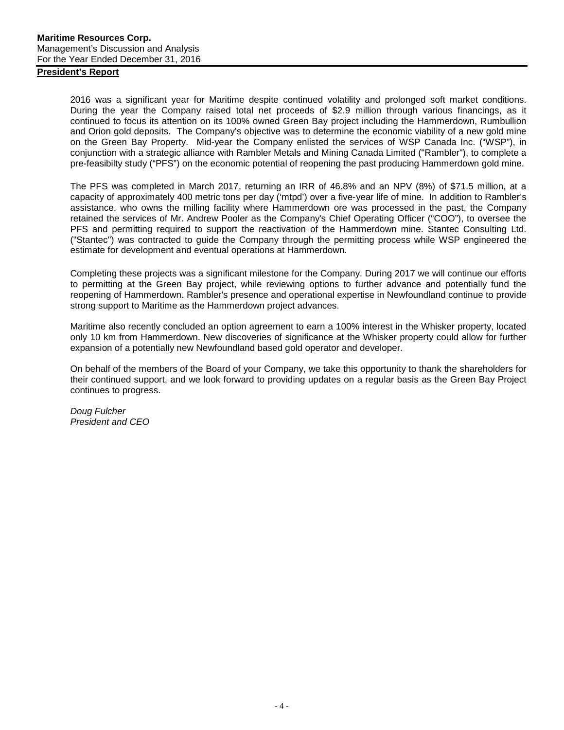**Maritime Resources Corp.**
Management's Discussion and Analysis
For the Year Ended December 31, 2016

## President's Report

2016 was a significant year for Maritime despite continued volatility and prolonged soft market conditions. During the year the Company raised total net proceeds of $2.9 million through various financings, as it continued to focus its attention on its 100% owned Green Bay project including the Hammerdown, Rumbullion and Orion gold deposits. The Company's objective was to determine the economic viability of a new gold mine on the Green Bay Property. Mid-year the Company enlisted the services of WSP Canada Inc. ("WSP"), in conjunction with a strategic alliance with Rambler Metals and Mining Canada Limited ("Rambler"), to complete a pre-feasibilty study ("PFS") on the economic potential of reopening the past producing Hammerdown gold mine.

The PFS was completed in March 2017, returning an IRR of 46.8% and an NPV (8%) of $71.5 million, at a capacity of approximately 400 metric tons per day ('mtpd') over a five-year life of mine. In addition to Rambler's assistance, who owns the milling facility where Hammerdown ore was processed in the past, the Company retained the services of Mr. Andrew Pooler as the Company's Chief Operating Officer ("COO"), to oversee the PFS and permitting required to support the reactivation of the Hammerdown mine. Stantec Consulting Ltd. ("Stantec") was contracted to guide the Company through the permitting process while WSP engineered the estimate for development and eventual operations at Hammerdown.

Completing these projects was a significant milestone for the Company. During 2017 we will continue our efforts to permitting at the Green Bay project, while reviewing options to further advance and potentially fund the reopening of Hammerdown. Rambler's presence and operational expertise in Newfoundland continue to provide strong support to Maritime as the Hammerdown project advances.

Maritime also recently concluded an option agreement to earn a 100% interest in the Whisker property, located only 10 km from Hammerdown. New discoveries of significance at the Whisker property could allow for further expansion of a potentially new Newfoundland based gold operator and developer.

On behalf of the members of the Board of your Company, we take this opportunity to thank the shareholders for their continued support, and we look forward to providing updates on a regular basis as the Green Bay Project continues to progress.

*Doug Fulcher*
*President and CEO*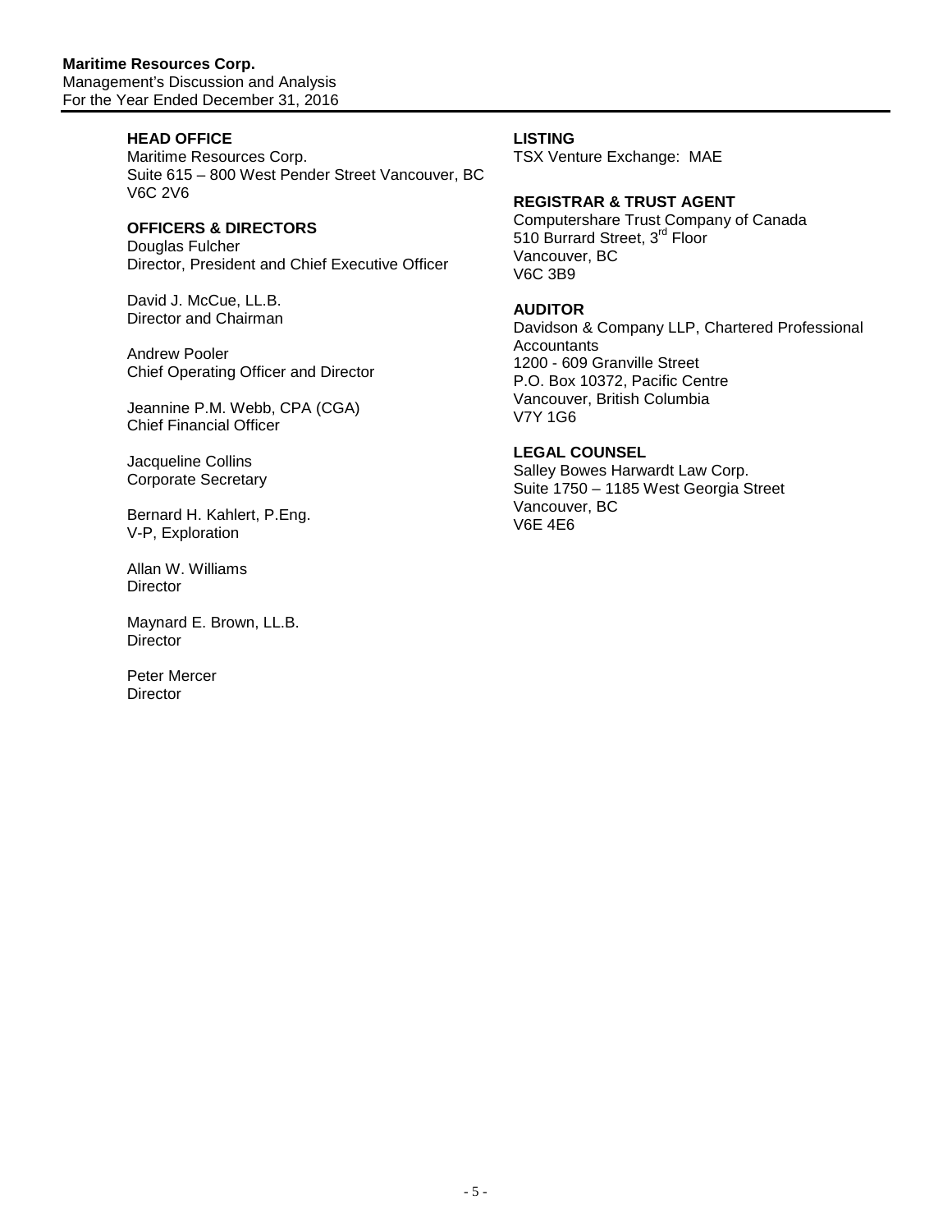### HEAD OFFICE

Maritime Resources Corp.
Suite 615 – 800 West Pender Street Vancouver, BC
V6C 2V6

### OFFICERS & DIRECTORS

Douglas Fulcher
Director, President and Chief Executive Officer

David J. McCue, LL.B.
Director and Chairman

Andrew Pooler
Chief Operating Officer and Director

Jeannine P.M. Webb, CPA (CGA)
Chief Financial Officer

Jacqueline Collins
Corporate Secretary

Bernard H. Kahlert, P.Eng.
V-P, Exploration

Allan W. Williams
Director

Maynard E. Brown, LL.B.
Director

Peter Mercer
Director

### LISTING

TSX Venture Exchange: MAE

### REGISTRAR & TRUST AGENT

Computershare Trust Company of Canada
510 Burrard Street, 3rd Floor
Vancouver, BC
V6C 3B9

### AUDITOR

Davidson & Company LLP, Chartered Professional Accountants
1200 - 609 Granville Street
P.O. Box 10372, Pacific Centre
Vancouver, British Columbia
V7Y 1G6

### LEGAL COUNSEL

Salley Bowes Harwardt Law Corp.
Suite 1750 – 1185 West Georgia Street
Vancouver, BC
V6E 4E6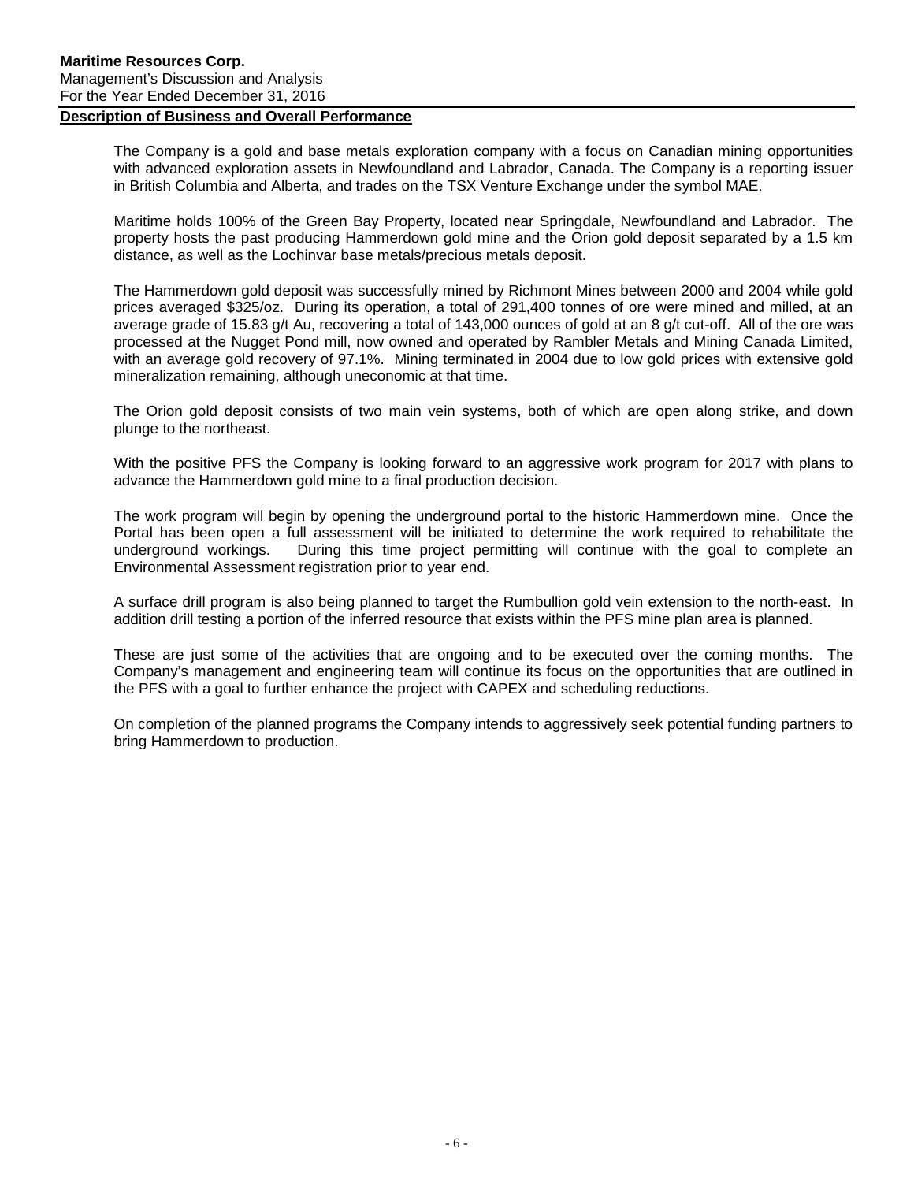## Description of Business and Overall Performance

The Company is a gold and base metals exploration company with a focus on Canadian mining opportunities with advanced exploration assets in Newfoundland and Labrador, Canada. The Company is a reporting issuer in British Columbia and Alberta, and trades on the TSX Venture Exchange under the symbol MAE.

Maritime holds 100% of the Green Bay Property, located near Springdale, Newfoundland and Labrador. The property hosts the past producing Hammerdown gold mine and the Orion gold deposit separated by a 1.5 km distance, as well as the Lochinvar base metals/precious metals deposit.

The Hammerdown gold deposit was successfully mined by Richmont Mines between 2000 and 2004 while gold prices averaged $325/oz. During its operation, a total of 291,400 tonnes of ore were mined and milled, at an average grade of 15.83 g/t Au, recovering a total of 143,000 ounces of gold at an 8 g/t cut-off. All of the ore was processed at the Nugget Pond mill, now owned and operated by Rambler Metals and Mining Canada Limited, with an average gold recovery of 97.1%. Mining terminated in 2004 due to low gold prices with extensive gold mineralization remaining, although uneconomic at that time.

The Orion gold deposit consists of two main vein systems, both of which are open along strike, and down plunge to the northeast.

With the positive PFS the Company is looking forward to an aggressive work program for 2017 with plans to advance the Hammerdown gold mine to a final production decision.

The work program will begin by opening the underground portal to the historic Hammerdown mine. Once the Portal has been open a full assessment will be initiated to determine the work required to rehabilitate the underground workings. During this time project permitting will continue with the goal to complete an Environmental Assessment registration prior to year end.

A surface drill program is also being planned to target the Rumbullion gold vein extension to the north-east. In addition drill testing a portion of the inferred resource that exists within the PFS mine plan area is planned.

These are just some of the activities that are ongoing and to be executed over the coming months. The Company's management and engineering team will continue its focus on the opportunities that are outlined in the PFS with a goal to further enhance the project with CAPEX and scheduling reductions.

On completion of the planned programs the Company intends to aggressively seek potential funding partners to bring Hammerdown to production.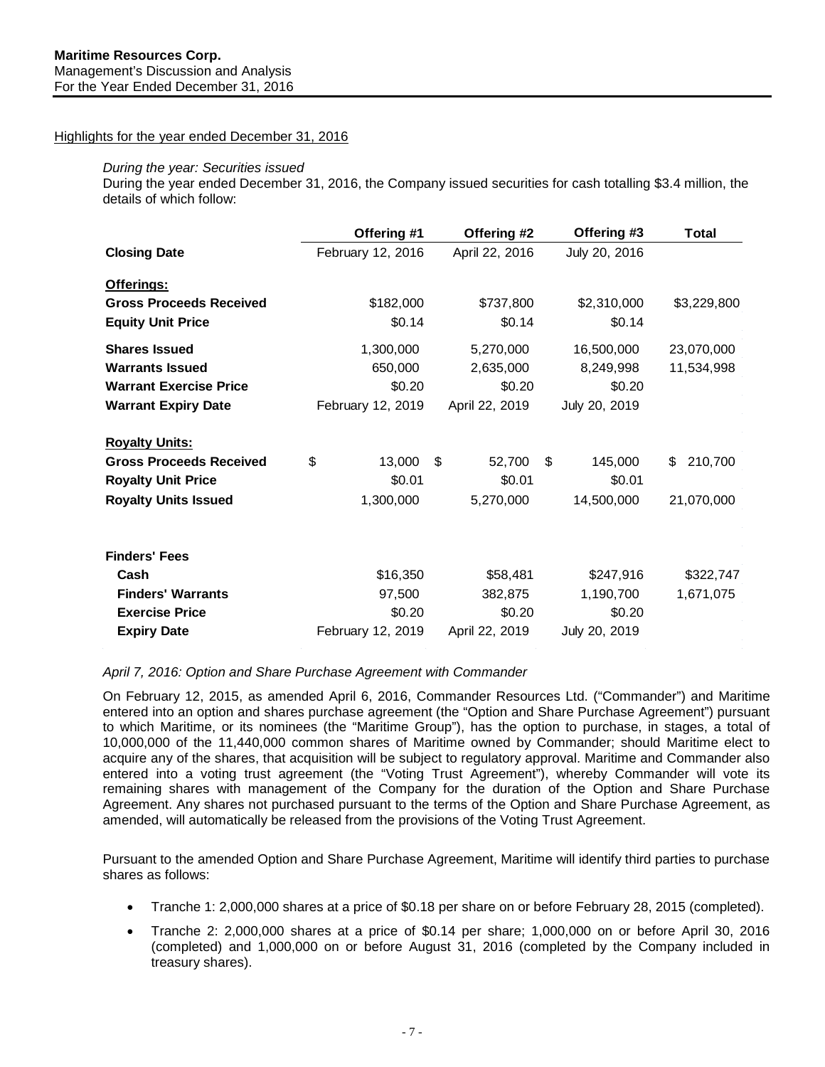Highlights for the year ended December 31, 2016

*During the year: Securities issued*

During the year ended December 31, 2016, the Company issued securities for cash totalling $3.4 million, the details of which follow:

| | Offering #1 | Offering #2 | Offering #3 | Total |
|---|---|---|---|---|
| **Closing Date** | February 12, 2016 | April 22, 2016 | July 20, 2016 | |
| **Offerings:** | | | | |
| **Gross Proceeds Received** | $182,000 | $737,800 | $2,310,000 | $3,229,800 |
| **Equity Unit Price** | $0.14 | $0.14 | $0.14 | |
| **Shares Issued** | 1,300,000 | 5,270,000 | 16,500,000 | 23,070,000 |
| **Warrants Issued** | 650,000 | 2,635,000 | 8,249,998 | 11,534,998 |
| **Warrant Exercise Price** | $0.20 | $0.20 | $0.20 | |
| **Warrant Expiry Date** | February 12, 2019 | April 22, 2019 | July 20, 2019 | |
| **Royalty Units:** | | | | |
| **Gross Proceeds Received** | $ 13,000 | $ 52,700 | $ 145,000 | $ 210,700 |
| **Royalty Unit Price** | $0.01 | $0.01 | $0.01 | |
| **Royalty Units Issued** | 1,300,000 | 5,270,000 | 14,500,000 | 21,070,000 |
| **Finders' Fees** | | | | |
| **Cash** | $16,350 | $58,481 | $247,916 | $322,747 |
| **Finders' Warrants** | 97,500 | 382,875 | 1,190,700 | 1,671,075 |
| **Exercise Price** | $0.20 | $0.20 | $0.20 | |
| **Expiry Date** | February 12, 2019 | April 22, 2019 | July 20, 2019 | |

*April 7, 2016: Option and Share Purchase Agreement with Commander*

On February 12, 2015, as amended April 6, 2016, Commander Resources Ltd. ("Commander") and Maritime entered into an option and shares purchase agreement (the "Option and Share Purchase Agreement") pursuant to which Maritime, or its nominees (the "Maritime Group"), has the option to purchase, in stages, a total of 10,000,000 of the 11,440,000 common shares of Maritime owned by Commander; should Maritime elect to acquire any of the shares, that acquisition will be subject to regulatory approval. Maritime and Commander also entered into a voting trust agreement (the "Voting Trust Agreement"), whereby Commander will vote its remaining shares with management of the Company for the duration of the Option and Share Purchase Agreement. Any shares not purchased pursuant to the terms of the Option and Share Purchase Agreement, as amended, will automatically be released from the provisions of the Voting Trust Agreement.

Pursuant to the amended Option and Share Purchase Agreement, Maritime will identify third parties to purchase shares as follows:

- Tranche 1: 2,000,000 shares at a price of $0.18 per share on or before February 28, 2015 (completed).
- Tranche 2: 2,000,000 shares at a price of $0.14 per share; 1,000,000 on or before April 30, 2016 (completed) and 1,000,000 on or before August 31, 2016 (completed by the Company included in treasury shares).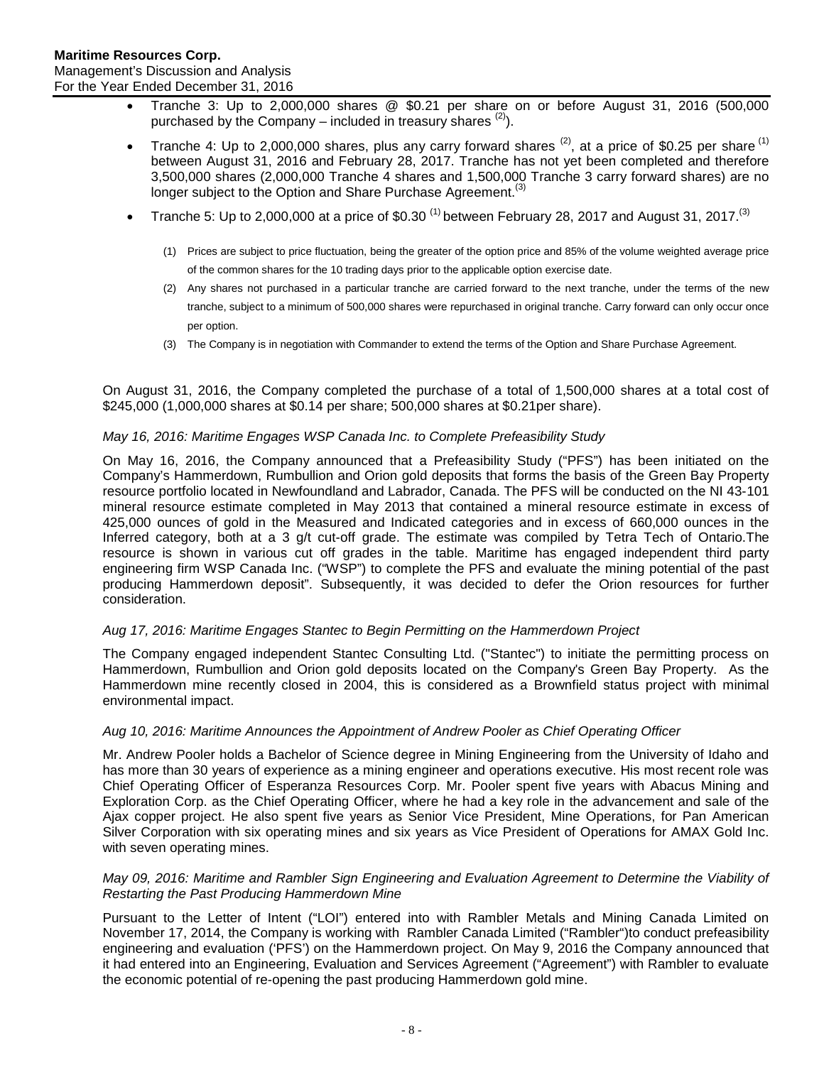- Tranche 3: Up to 2,000,000 shares @ $0.21 per share on or before August 31, 2016 (500,000 purchased by the Company – included in treasury shares [(2)]).
- Tranche 4: Up to 2,000,000 shares, plus any carry forward shares [(2)], at a price of $0.25 per share [(1)] between August 31, 2016 and February 28, 2017. Tranche has not yet been completed and therefore 3,500,000 shares (2,000,000 Tranche 4 shares and 1,500,000 Tranche 3 carry forward shares) are no longer subject to the Option and Share Purchase Agreement.[(3)]
- Tranche 5: Up to 2,000,000 at a price of $0.30 [(1)] between February 28, 2017 and August 31, 2017.[(3)]

(1) Prices are subject to price fluctuation, being the greater of the option price and 85% of the volume weighted average price of the common shares for the 10 trading days prior to the applicable option exercise date.

(2) Any shares not purchased in a particular tranche are carried forward to the next tranche, under the terms of the new tranche, subject to a minimum of 500,000 shares were repurchased in original tranche. Carry forward can only occur once per option.

(3) The Company is in negotiation with Commander to extend the terms of the Option and Share Purchase Agreement.

On August 31, 2016, the Company completed the purchase of a total of 1,500,000 shares at a total cost of $245,000 (1,000,000 shares at $0.14 per share; 500,000 shares at $0.21per share).

*May 16, 2016: Maritime Engages WSP Canada Inc. to Complete Prefeasibility Study*

On May 16, 2016, the Company announced that a Prefeasibility Study ("PFS") has been initiated on the Company's Hammerdown, Rumbullion and Orion gold deposits that forms the basis of the Green Bay Property resource portfolio located in Newfoundland and Labrador, Canada. The PFS will be conducted on the NI 43-101 mineral resource estimate completed in May 2013 that contained a mineral resource estimate in excess of 425,000 ounces of gold in the Measured and Indicated categories and in excess of 660,000 ounces in the Inferred category, both at a 3 g/t cut-off grade. The estimate was compiled by Tetra Tech of Ontario.The resource is shown in various cut off grades in the table. Maritime has engaged independent third party engineering firm WSP Canada Inc. ("WSP") to complete the PFS and evaluate the mining potential of the past producing Hammerdown deposit". Subsequently, it was decided to defer the Orion resources for further consideration.

*Aug 17, 2016: Maritime Engages Stantec to Begin Permitting on the Hammerdown Project*

The Company engaged independent Stantec Consulting Ltd. ("Stantec") to initiate the permitting process on Hammerdown, Rumbullion and Orion gold deposits located on the Company's Green Bay Property. As the Hammerdown mine recently closed in 2004, this is considered as a Brownfield status project with minimal environmental impact.

*Aug 10, 2016: Maritime Announces the Appointment of Andrew Pooler as Chief Operating Officer*

Mr. Andrew Pooler holds a Bachelor of Science degree in Mining Engineering from the University of Idaho and has more than 30 years of experience as a mining engineer and operations executive. His most recent role was Chief Operating Officer of Esperanza Resources Corp. Mr. Pooler spent five years with Abacus Mining and Exploration Corp. as the Chief Operating Officer, where he had a key role in the advancement and sale of the Ajax copper project. He also spent five years as Senior Vice President, Mine Operations, for Pan American Silver Corporation with six operating mines and six years as Vice President of Operations for AMAX Gold Inc. with seven operating mines.

*May 09, 2016: Maritime and Rambler Sign Engineering and Evaluation Agreement to Determine the Viability of Restarting the Past Producing Hammerdown Mine*

Pursuant to the Letter of Intent ("LOI") entered into with Rambler Metals and Mining Canada Limited on November 17, 2014, the Company is working with Rambler Canada Limited ("Rambler")to conduct prefeasibility engineering and evaluation ('PFS') on the Hammerdown project. On May 9, 2016 the Company announced that it had entered into an Engineering, Evaluation and Services Agreement ("Agreement") with Rambler to evaluate the economic potential of re-opening the past producing Hammerdown gold mine.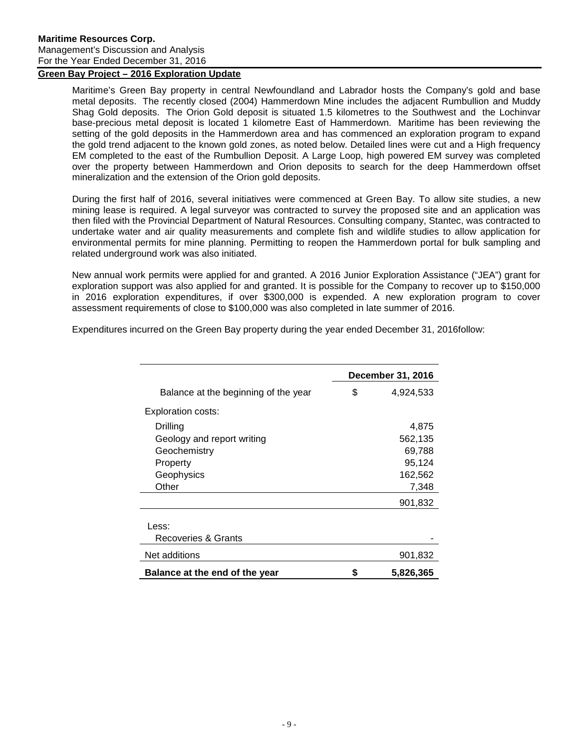## Green Bay Project – 2016 Exploration Update

Maritime's Green Bay property in central Newfoundland and Labrador hosts the Company's gold and base metal deposits. The recently closed (2004) Hammerdown Mine includes the adjacent Rumbullion and Muddy Shag Gold deposits. The Orion Gold deposit is situated 1.5 kilometres to the Southwest and the Lochinvar base-precious metal deposit is located 1 kilometre East of Hammerdown. Maritime has been reviewing the setting of the gold deposits in the Hammerdown area and has commenced an exploration program to expand the gold trend adjacent to the known gold zones, as noted below. Detailed lines were cut and a High frequency EM completed to the east of the Rumbullion Deposit. A Large Loop, high powered EM survey was completed over the property between Hammerdown and Orion deposits to search for the deep Hammerdown offset mineralization and the extension of the Orion gold deposits.

During the first half of 2016, several initiatives were commenced at Green Bay. To allow site studies, a new mining lease is required. A legal surveyor was contracted to survey the proposed site and an application was then filed with the Provincial Department of Natural Resources. Consulting company, Stantec, was contracted to undertake water and air quality measurements and complete fish and wildlife studies to allow application for environmental permits for mine planning. Permitting to reopen the Hammerdown portal for bulk sampling and related underground work was also initiated.

New annual work permits were applied for and granted. A 2016 Junior Exploration Assistance ("JEA") grant for exploration support was also applied for and granted. It is possible for the Company to recover up to $150,000 in 2016 exploration expenditures, if over $300,000 is expended. A new exploration program to cover assessment requirements of close to $100,000 was also completed in late summer of 2016.

Expenditures incurred on the Green Bay property during the year ended December 31, 2016follow:

| | December 31, 2016 |
|---|---|
| Balance at the beginning of the year | $ 4,924,533 |
| Exploration costs: | |
| Drilling | 4,875 |
| Geology and report writing | 562,135 |
| Geochemistry | 69,788 |
| Property | 95,124 |
| Geophysics | 162,562 |
| Other | 7,348 |
| | 901,832 |
| Less: | |
| Recoveries & Grants | - |
| Net additions | 901,832 |
| **Balance at the end of the year** | **$ 5,826,365** |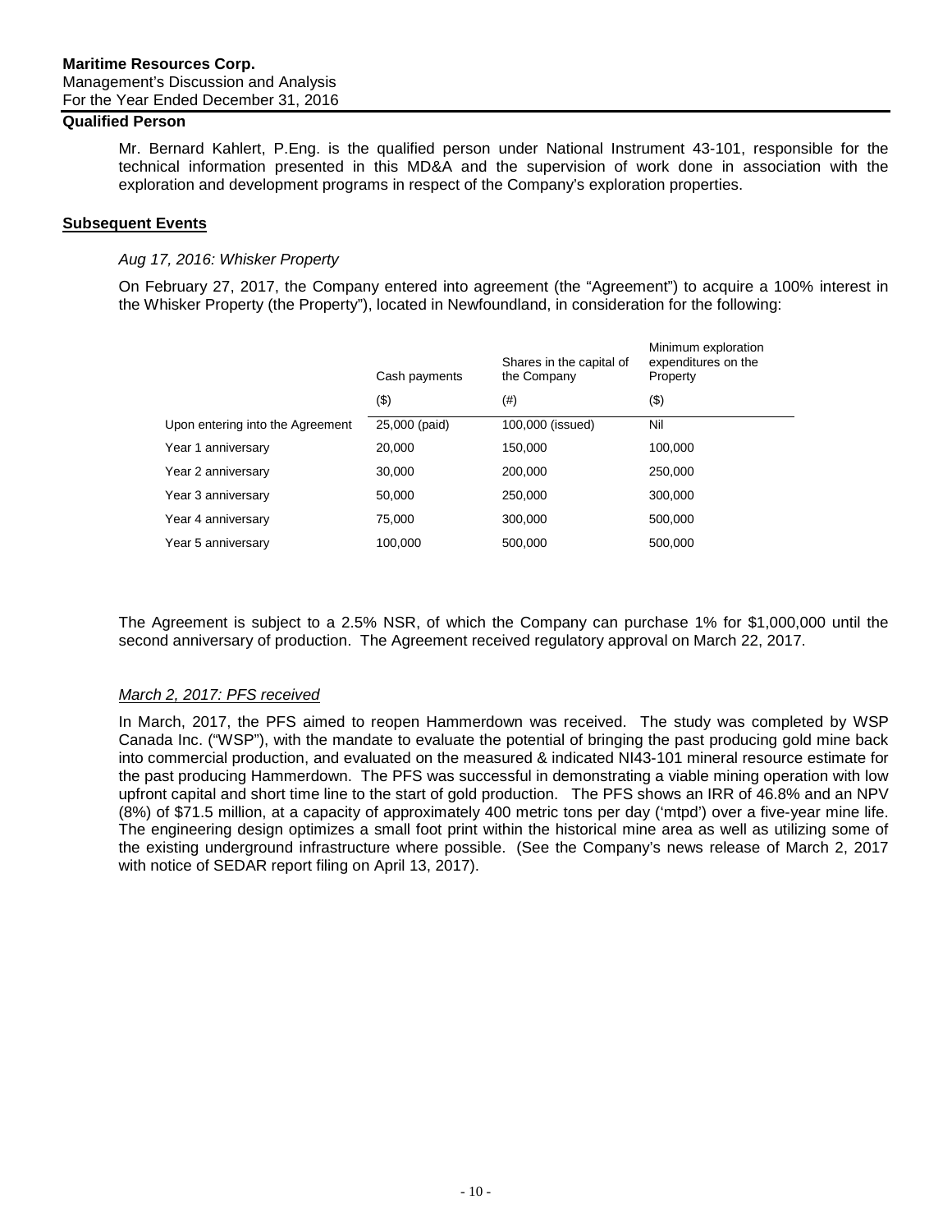## Qualified Person

Mr. Bernard Kahlert, P.Eng. is the qualified person under National Instrument 43-101, responsible for the technical information presented in this MD&A and the supervision of work done in association with the exploration and development programs in respect of the Company's exploration properties.

## **Subsequent Events**

*Aug 17, 2016: Whisker Property*

On February 27, 2017, the Company entered into agreement (the "Agreement") to acquire a 100% interest in the Whisker Property (the Property"), located in Newfoundland, in consideration for the following:

| | Cash payments | Shares in the capital of the Company | Minimum exploration expenditures on the Property |
|---|---|---|---|
| | ($) | (#) | ($) |
| Upon entering into the Agreement | 25,000 (paid) | 100,000 (issued) | Nil |
| Year 1 anniversary | 20,000 | 150,000 | 100,000 |
| Year 2 anniversary | 30,000 | 200,000 | 250,000 |
| Year 3 anniversary | 50,000 | 250,000 | 300,000 |
| Year 4 anniversary | 75,000 | 300,000 | 500,000 |
| Year 5 anniversary | 100,000 | 500,000 | 500,000 |

The Agreement is subject to a 2.5% NSR, of which the Company can purchase 1% for $1,000,000 until the second anniversary of production. The Agreement received regulatory approval on March 22, 2017.

*March 2, 2017: PFS received*

In March, 2017, the PFS aimed to reopen Hammerdown was received. The study was completed by WSP Canada Inc. ("WSP"), with the mandate to evaluate the potential of bringing the past producing gold mine back into commercial production, and evaluated on the measured & indicated NI43-101 mineral resource estimate for the past producing Hammerdown. The PFS was successful in demonstrating a viable mining operation with low upfront capital and short time line to the start of gold production. The PFS shows an IRR of 46.8% and an NPV (8%) of $71.5 million, at a capacity of approximately 400 metric tons per day ('mtpd') over a five-year mine life. The engineering design optimizes a small foot print within the historical mine area as well as utilizing some of the existing underground infrastructure where possible. (See the Company's news release of March 2, 2017 with notice of SEDAR report filing on April 13, 2017).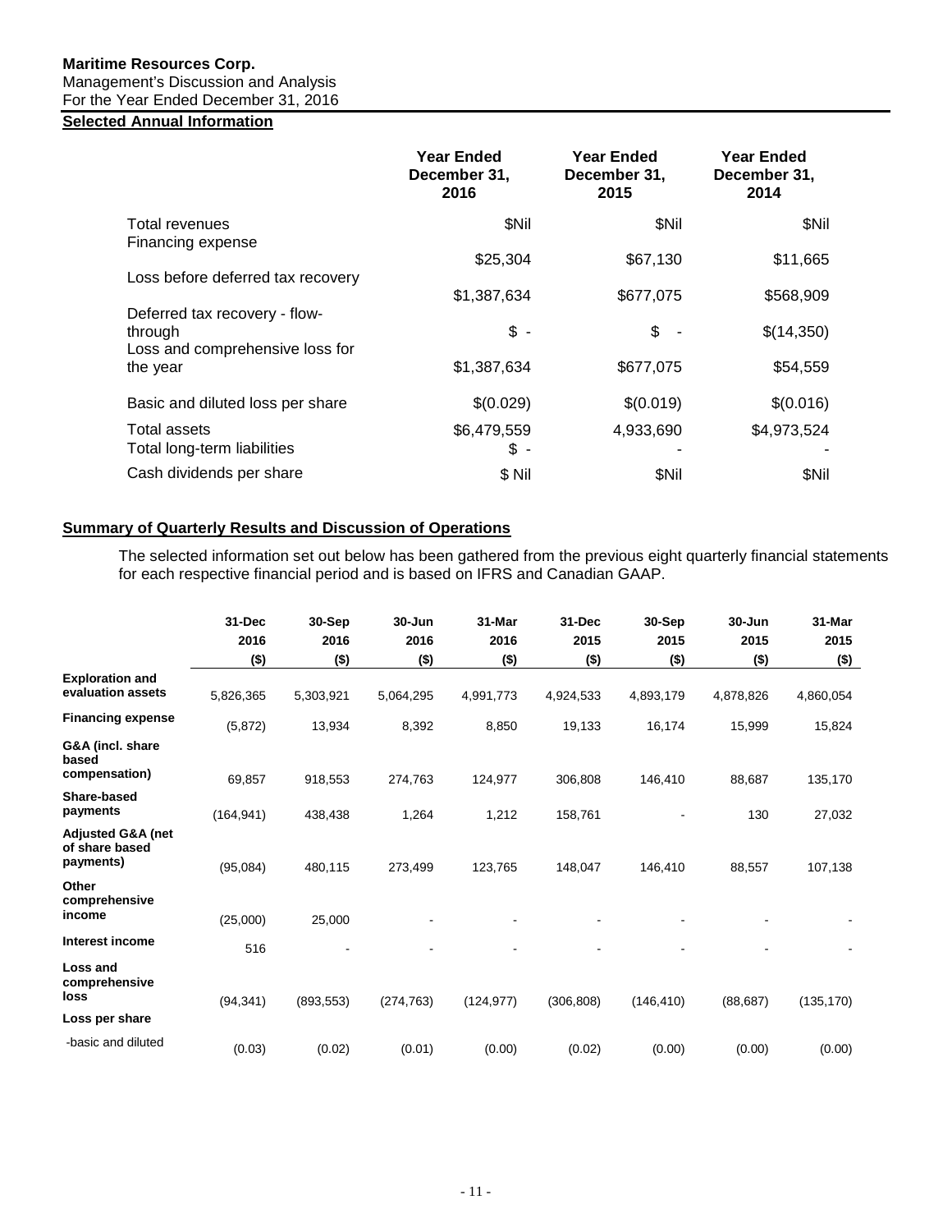**Maritime Resources Corp.**
Management's Discussion and Analysis
For the Year Ended December 31, 2016

## Selected Annual Information

| | Year Ended December 31, 2016 | Year Ended December 31, 2015 | Year Ended December 31, 2014 |
|---|---|---|---|
| Total revenues | $Nil | $Nil | $Nil |
| Financing expense | $25,304 | $67,130 | $11,665 |
| Loss before deferred tax recovery | $1,387,634 | $677,075 | $568,909 |
| Deferred tax recovery - flow-through | $ - | $ - | $(14,350) |
| Loss and comprehensive loss for the year | $1,387,634 | $677,075 | $54,559 |
| Basic and diluted loss per share | $(0.029) | $(0.019) | $(0.016) |
| Total assets | $6,479,559 | 4,933,690 | $4,973,524 |
| Total long-term liabilities | $ - | - | - |
| Cash dividends per share | $ Nil | $Nil | $Nil |

## Summary of Quarterly Results and Discussion of Operations

The selected information set out below has been gathered from the previous eight quarterly financial statements for each respective financial period and is based on IFRS and Canadian GAAP.

| | 31-Dec 2016 ($) | 30-Sep 2016 ($) | 30-Jun 2016 ($) | 31-Mar 2016 ($) | 31-Dec 2015 ($) | 30-Sep 2015 ($) | 30-Jun 2015 ($) | 31-Mar 2015 ($) |
|---|---|---|---|---|---|---|---|---|
| **Exploration and evaluation assets** | 5,826,365 | 5,303,921 | 5,064,295 | 4,991,773 | 4,924,533 | 4,893,179 | 4,878,826 | 4,860,054 |
| **Financing expense** | (5,872) | 13,934 | 8,392 | 8,850 | 19,133 | 16,174 | 15,999 | 15,824 |
| **G&A (incl. share based compensation)** | 69,857 | 918,553 | 274,763 | 124,977 | 306,808 | 146,410 | 88,687 | 135,170 |
| **Share-based payments** | (164,941) | 438,438 | 1,264 | 1,212 | 158,761 | - | 130 | 27,032 |
| **Adjusted G&A (net of share based payments)** | (95,084) | 480,115 | 273,499 | 123,765 | 148,047 | 146,410 | 88,557 | 107,138 |
| **Other comprehensive income** | (25,000) | 25,000 | - | - | - | - | - | - |
| **Interest income** | 516 | - | - | - | - | - | - | - |
| **Loss and comprehensive loss** | (94,341) | (893,553) | (274,763) | (124,977) | (306,808) | (146,410) | (88,687) | (135,170) |
| **Loss per share** | | | | | | | | |
| -basic and diluted | (0.03) | (0.02) | (0.01) | (0.00) | (0.02) | (0.00) | (0.00) | (0.00) |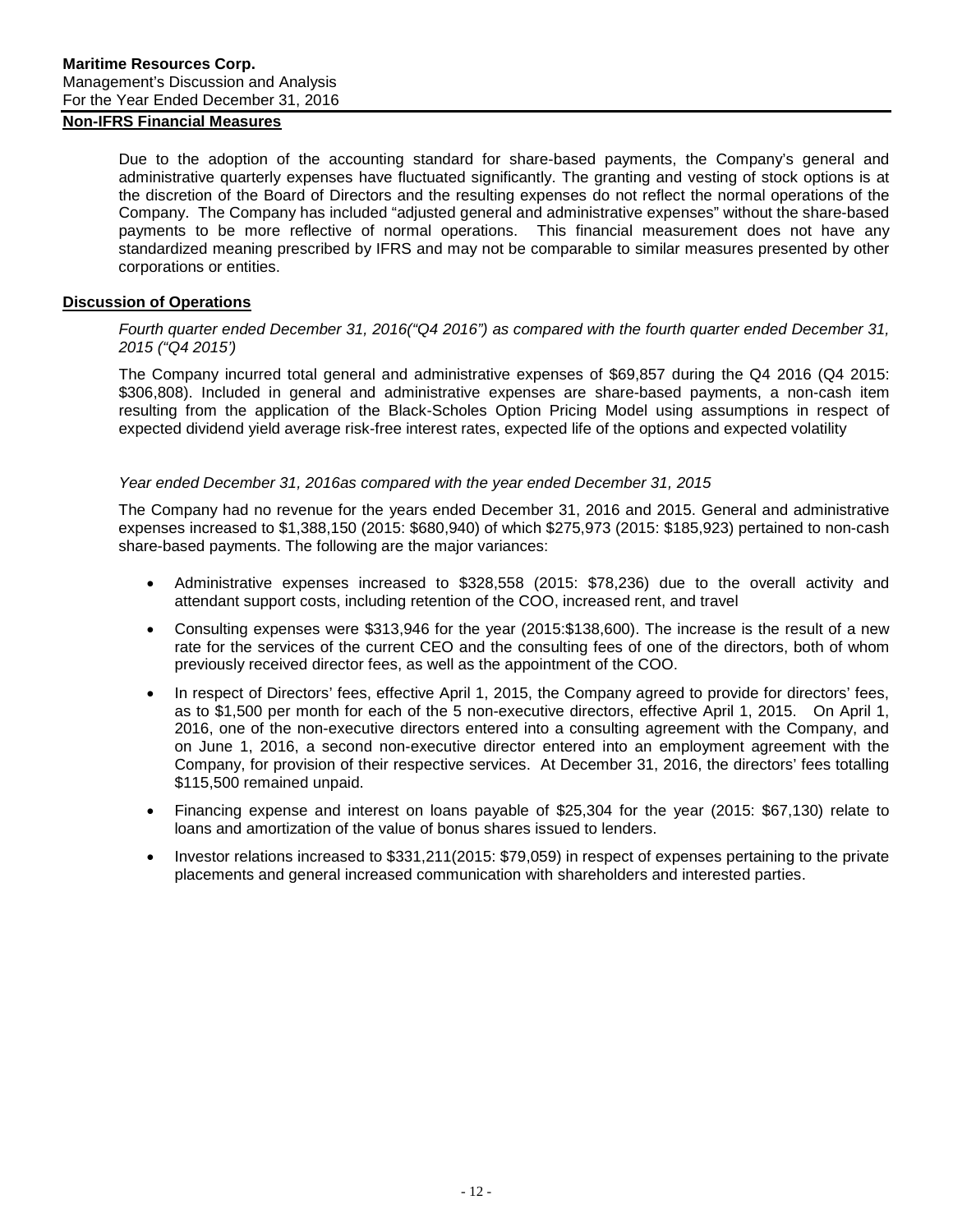## Non-IFRS Financial Measures

Due to the adoption of the accounting standard for share-based payments, the Company's general and administrative quarterly expenses have fluctuated significantly. The granting and vesting of stock options is at the discretion of the Board of Directors and the resulting expenses do not reflect the normal operations of the Company. The Company has included "adjusted general and administrative expenses" without the share-based payments to be more reflective of normal operations. This financial measurement does not have any standardized meaning prescribed by IFRS and may not be comparable to similar measures presented by other corporations or entities.

## Discussion of Operations

*Fourth quarter ended December 31, 2016("Q4 2016") as compared with the fourth quarter ended December 31, 2015 ("Q4 2015')*

The Company incurred total general and administrative expenses of $69,857 during the Q4 2016 (Q4 2015: $306,808). Included in general and administrative expenses are share-based payments, a non-cash item resulting from the application of the Black-Scholes Option Pricing Model using assumptions in respect of expected dividend yield average risk-free interest rates, expected life of the options and expected volatility

*Year ended December 31, 2016as compared with the year ended December 31, 2015*

The Company had no revenue for the years ended December 31, 2016 and 2015. General and administrative expenses increased to $1,388,150 (2015: $680,940) of which $275,973 (2015: $185,923) pertained to non-cash share-based payments. The following are the major variances:

- Administrative expenses increased to $328,558 (2015: $78,236) due to the overall activity and attendant support costs, including retention of the COO, increased rent, and travel
- Consulting expenses were $313,946 for the year (2015:$138,600). The increase is the result of a new rate for the services of the current CEO and the consulting fees of one of the directors, both of whom previously received director fees, as well as the appointment of the COO.
- In respect of Directors' fees, effective April 1, 2015, the Company agreed to provide for directors' fees, as to $1,500 per month for each of the 5 non-executive directors, effective April 1, 2015. On April 1, 2016, one of the non-executive directors entered into a consulting agreement with the Company, and on June 1, 2016, a second non-executive director entered into an employment agreement with the Company, for provision of their respective services. At December 31, 2016, the directors' fees totalling $115,500 remained unpaid.
- Financing expense and interest on loans payable of $25,304 for the year (2015: $67,130) relate to loans and amortization of the value of bonus shares issued to lenders.
- Investor relations increased to $331,211(2015: $79,059) in respect of expenses pertaining to the private placements and general increased communication with shareholders and interested parties.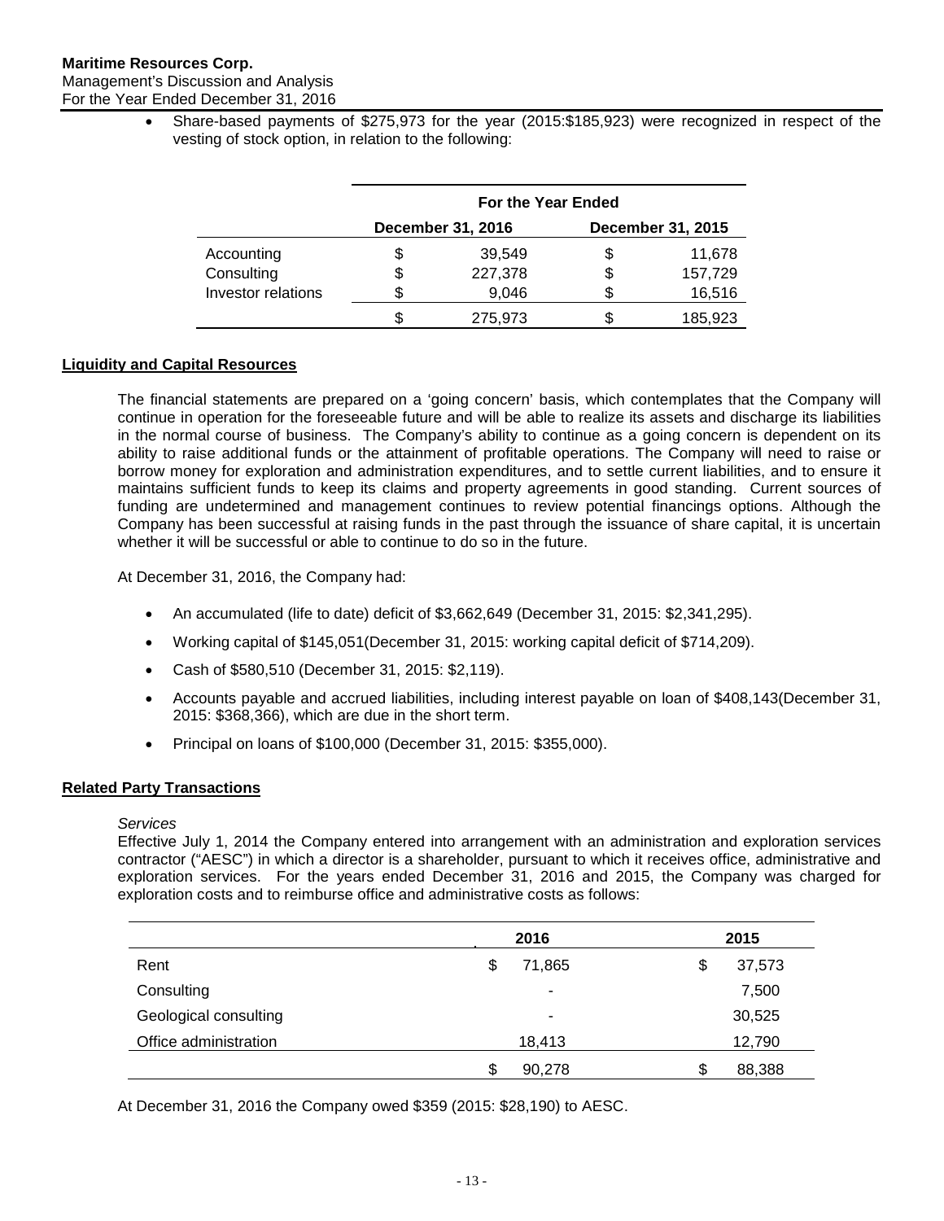- Share-based payments of $275,973 for the year (2015:$185,923) were recognized in respect of the vesting of stock option, in relation to the following:

| | For the Year Ended | |
|---|---|---|
| | December 31, 2016 | December 31, 2015 |
| Accounting | $ 39,549 | $ 11,678 |
| Consulting | $ 227,378 | $ 157,729 |
| Investor relations | $ 9,046 | $ 16,516 |
| | $ 275,973 | $ 185,923 |

## Liquidity and Capital Resources

The financial statements are prepared on a 'going concern' basis, which contemplates that the Company will continue in operation for the foreseeable future and will be able to realize its assets and discharge its liabilities in the normal course of business. The Company's ability to continue as a going concern is dependent on its ability to raise additional funds or the attainment of profitable operations. The Company will need to raise or borrow money for exploration and administration expenditures, and to settle current liabilities, and to ensure it maintains sufficient funds to keep its claims and property agreements in good standing. Current sources of funding are undetermined and management continues to review potential financings options. Although the Company has been successful at raising funds in the past through the issuance of share capital, it is uncertain whether it will be successful or able to continue to do so in the future.

At December 31, 2016, the Company had:

- An accumulated (life to date) deficit of $3,662,649 (December 31, 2015: $2,341,295).
- Working capital of $145,051(December 31, 2015: working capital deficit of $714,209).
- Cash of $580,510 (December 31, 2015: $2,119).
- Accounts payable and accrued liabilities, including interest payable on loan of $408,143(December 31, 2015: $368,366), which are due in the short term.
- Principal on loans of $100,000 (December 31, 2015: $355,000).

## Related Party Transactions

*Services*

Effective July 1, 2014 the Company entered into arrangement with an administration and exploration services contractor ("AESC") in which a director is a shareholder, pursuant to which it receives office, administrative and exploration services. For the years ended December 31, 2016 and 2015, the Company was charged for exploration costs and to reimburse office and administrative costs as follows:

| | 2016 | 2015 |
|---|---|---|
| Rent | $ 71,865 | $ 37,573 |
| Consulting | - | 7,500 |
| Geological consulting | - | 30,525 |
| Office administration | 18,413 | 12,790 |
| | $ 90,278 | $ 88,388 |

At December 31, 2016 the Company owed $359 (2015: $28,190) to AESC.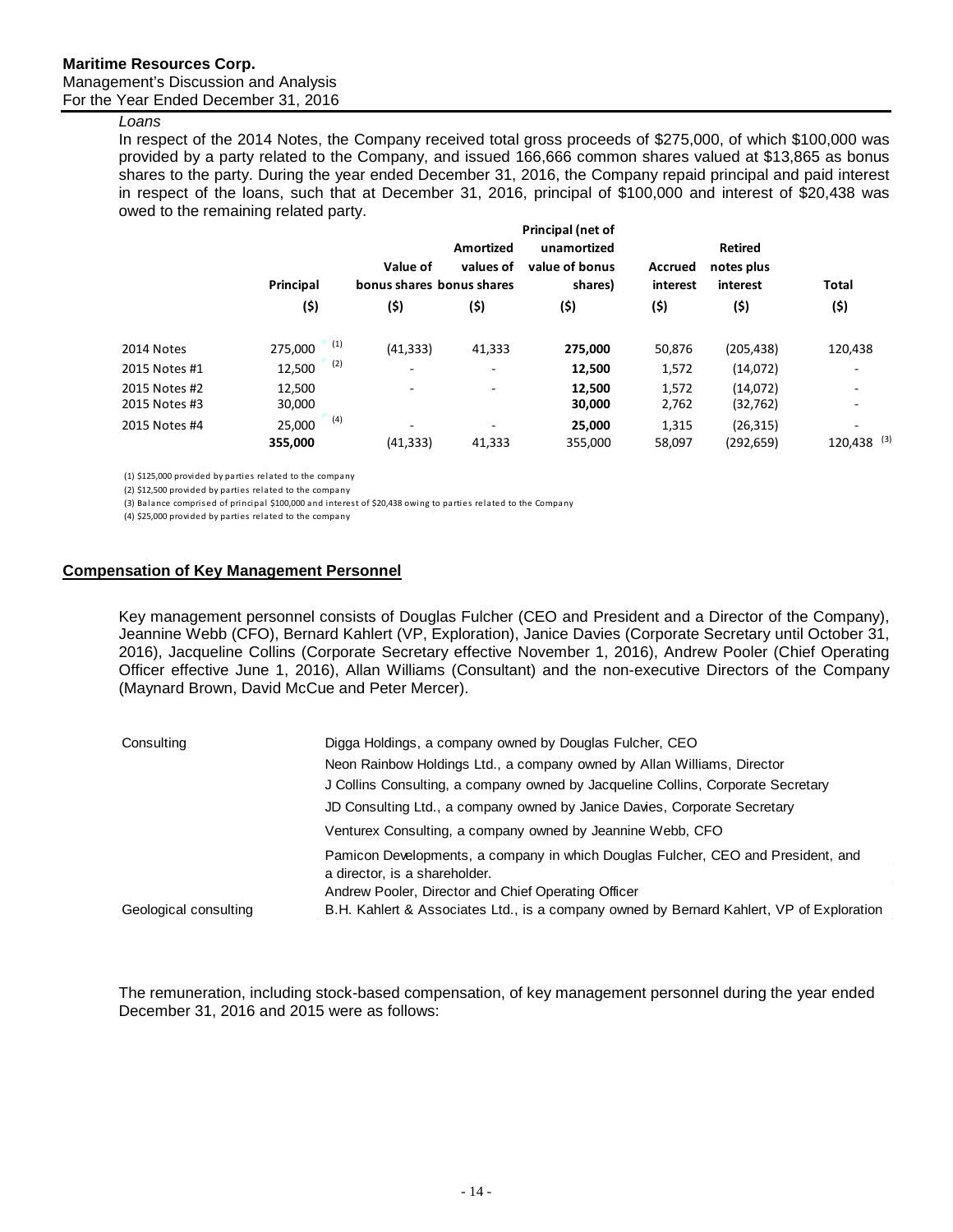*Loans*

In respect of the 2014 Notes, the Company received total gross proceeds of $275,000, of which $100,000 was provided by a party related to the Company, and issued 166,666 common shares valued at $13,865 as bonus shares to the party. During the year ended December 31, 2016, the Company repaid principal and paid interest in respect of the loans, such that at December 31, 2016, principal of $100,000 and interest of $20,438 was owed to the remaining related party.

| | Principal | Value of bonus shares | Amortized values of bonus shares | Principal (net of unamortized value of bonus shares) | Accrued interest | Retired notes plus interest | Total |
|---|---|---|---|---|---|---|---|
| | ($) | ($) | ($) | ($) | ($) | ($) | ($) |
| 2014 Notes | 275,000 (1) | (41,333) | 41,333 | **275,000** | 50,876 | (205,438) | 120,438 |
| 2015 Notes #1 | 12,500 (2) | - | - | **12,500** | 1,572 | (14,072) | - |
| 2015 Notes #2 | 12,500 | - | - | **12,500** | 1,572 | (14,072) | - |
| 2015 Notes #3 | 30,000 | | | **30,000** | 2,762 | (32,762) | - |
| 2015 Notes #4 | 25,000 (4) | - | - | **25,000** | 1,315 | (26,315) | - |
| | **355,000** | (41,333) | 41,333 | 355,000 | 58,097 | (292,659) | 120,438 (3) |

(1) $125,000 provided by parties related to the company

(2) $12,500 provided by parties related to the company

(3) Balance comprised of principal $100,000 and interest of $20,438 owing to parties related to the Company

(4) $25,000 provided by parties related to the company

## Compensation of Key Management Personnel

Key management personnel consists of Douglas Fulcher (CEO and President and a Director of the Company), Jeannine Webb (CFO), Bernard Kahlert (VP, Exploration), Janice Davies (Corporate Secretary until October 31, 2016), Jacqueline Collins (Corporate Secretary effective November 1, 2016), Andrew Pooler (Chief Operating Officer effective June 1, 2016), Allan Williams (Consultant) and the non-executive Directors of the Company (Maynard Brown, David McCue and Peter Mercer).

| | |
|---|---|
| Consulting | Digga Holdings, a company owned by Douglas Fulcher, CEO |
| | Neon Rainbow Holdings Ltd., a company owned by Allan Williams, Director |
| | J Collins Consulting, a company owned by Jacqueline Collins, Corporate Secretary |
| | JD Consulting Ltd., a company owned by Janice Davies, Corporate Secretary |
| | Venturex Consulting, a company owned by Jeannine Webb, CFO |
| | Pamicon Developments, a company in which Douglas Fulcher, CEO and President, and a director, is a shareholder. |
| | Andrew Pooler, Director and Chief Operating Officer |
| Geological consulting | B.H. Kahlert & Associates Ltd., is a company owned by Bernard Kahlert, VP of Exploration |

The remuneration, including stock-based compensation, of key management personnel during the year ended December 31, 2016 and 2015 were as follows: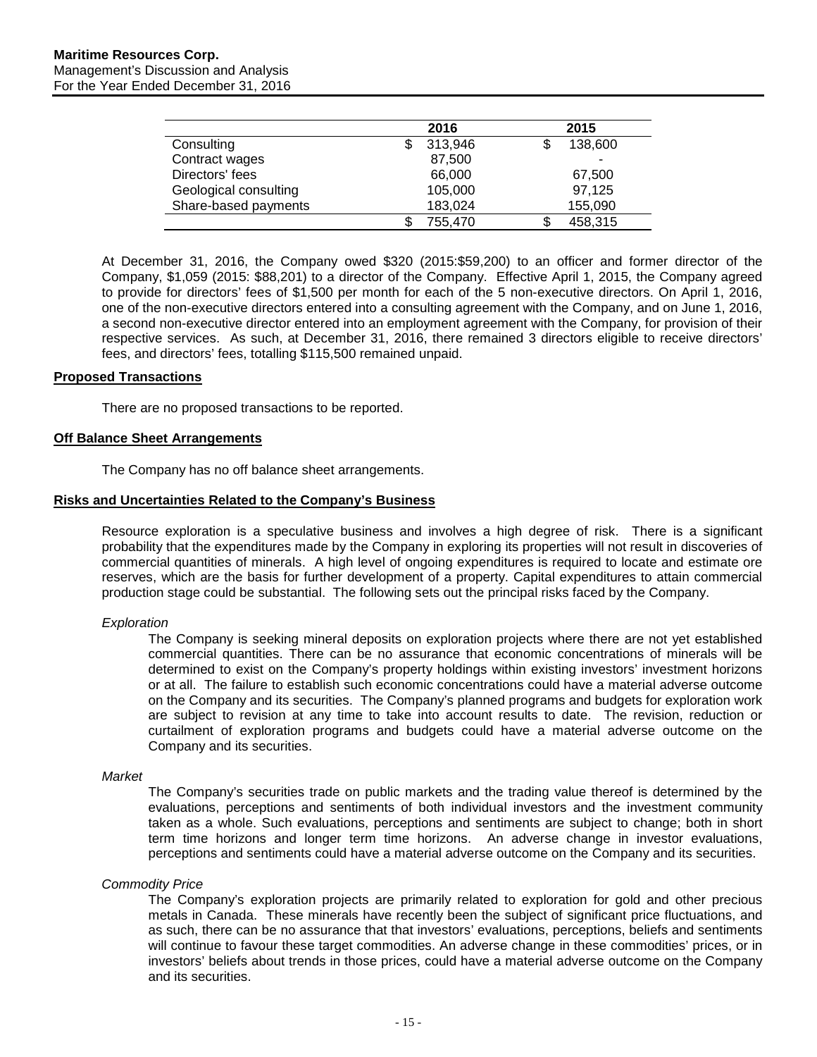| | 2016 | 2015 |
|---|---|---|
| Consulting | $ 313,946 | $ 138,600 |
| Contract wages | 87,500 | - |
| Directors' fees | 66,000 | 67,500 |
| Geological consulting | 105,000 | 97,125 |
| Share-based payments | 183,024 | 155,090 |
| | $ 755,470 | $ 458,315 |

At December 31, 2016, the Company owed $320 (2015:$59,200) to an officer and former director of the Company, $1,059 (2015: $88,201) to a director of the Company. Effective April 1, 2015, the Company agreed to provide for directors' fees of $1,500 per month for each of the 5 non-executive directors. On April 1, 2016, one of the non-executive directors entered into a consulting agreement with the Company, and on June 1, 2016, a second non-executive director entered into an employment agreement with the Company, for provision of their respective services. As such, at December 31, 2016, there remained 3 directors eligible to receive directors' fees, and directors' fees, totalling $115,500 remained unpaid.

## Proposed Transactions

There are no proposed transactions to be reported.

## Off Balance Sheet Arrangements

The Company has no off balance sheet arrangements.

## Risks and Uncertainties Related to the Company's Business

Resource exploration is a speculative business and involves a high degree of risk. There is a significant probability that the expenditures made by the Company in exploring its properties will not result in discoveries of commercial quantities of minerals. A high level of ongoing expenditures is required to locate and estimate ore reserves, which are the basis for further development of a property. Capital expenditures to attain commercial production stage could be substantial. The following sets out the principal risks faced by the Company.

*Exploration*

The Company is seeking mineral deposits on exploration projects where there are not yet established commercial quantities. There can be no assurance that economic concentrations of minerals will be determined to exist on the Company's property holdings within existing investors' investment horizons or at all. The failure to establish such economic concentrations could have a material adverse outcome on the Company and its securities. The Company's planned programs and budgets for exploration work are subject to revision at any time to take into account results to date. The revision, reduction or curtailment of exploration programs and budgets could have a material adverse outcome on the Company and its securities.

*Market*

The Company's securities trade on public markets and the trading value thereof is determined by the evaluations, perceptions and sentiments of both individual investors and the investment community taken as a whole. Such evaluations, perceptions and sentiments are subject to change; both in short term time horizons and longer term time horizons. An adverse change in investor evaluations, perceptions and sentiments could have a material adverse outcome on the Company and its securities.

*Commodity Price*

The Company's exploration projects are primarily related to exploration for gold and other precious metals in Canada. These minerals have recently been the subject of significant price fluctuations, and as such, there can be no assurance that that investors' evaluations, perceptions, beliefs and sentiments will continue to favour these target commodities. An adverse change in these commodities' prices, or in investors' beliefs about trends in those prices, could have a material adverse outcome on the Company and its securities.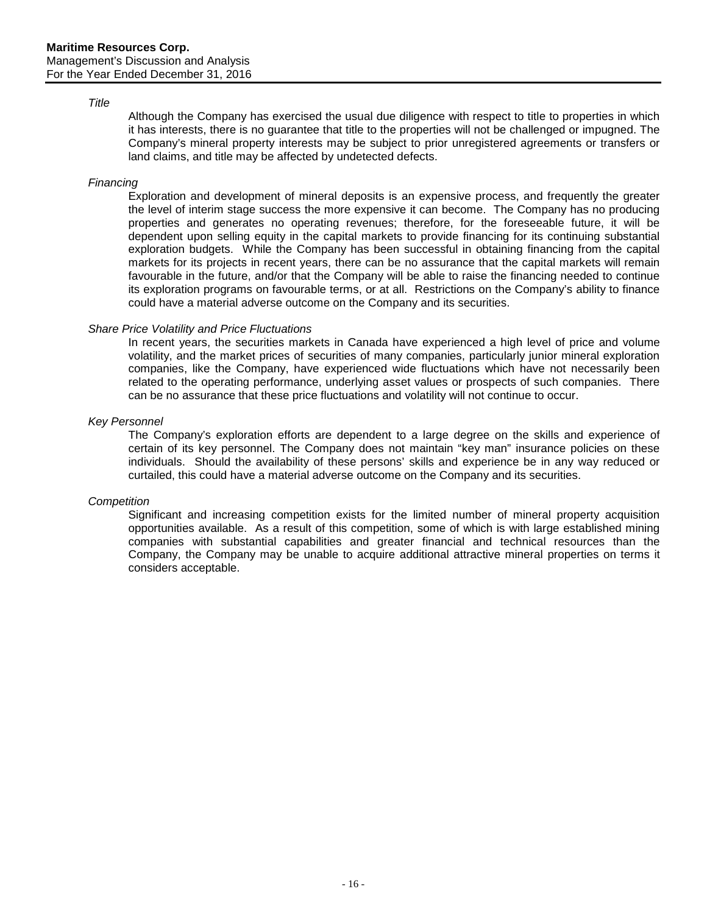*Title*

Although the Company has exercised the usual due diligence with respect to title to properties in which it has interests, there is no guarantee that title to the properties will not be challenged or impugned. The Company's mineral property interests may be subject to prior unregistered agreements or transfers or land claims, and title may be affected by undetected defects.

*Financing*

Exploration and development of mineral deposits is an expensive process, and frequently the greater the level of interim stage success the more expensive it can become. The Company has no producing properties and generates no operating revenues; therefore, for the foreseeable future, it will be dependent upon selling equity in the capital markets to provide financing for its continuing substantial exploration budgets. While the Company has been successful in obtaining financing from the capital markets for its projects in recent years, there can be no assurance that the capital markets will remain favourable in the future, and/or that the Company will be able to raise the financing needed to continue its exploration programs on favourable terms, or at all. Restrictions on the Company's ability to finance could have a material adverse outcome on the Company and its securities.

*Share Price Volatility and Price Fluctuations*

In recent years, the securities markets in Canada have experienced a high level of price and volume volatility, and the market prices of securities of many companies, particularly junior mineral exploration companies, like the Company, have experienced wide fluctuations which have not necessarily been related to the operating performance, underlying asset values or prospects of such companies. There can be no assurance that these price fluctuations and volatility will not continue to occur.

*Key Personnel*

The Company's exploration efforts are dependent to a large degree on the skills and experience of certain of its key personnel. The Company does not maintain "key man" insurance policies on these individuals. Should the availability of these persons' skills and experience be in any way reduced or curtailed, this could have a material adverse outcome on the Company and its securities.

*Competition*

Significant and increasing competition exists for the limited number of mineral property acquisition opportunities available. As a result of this competition, some of which is with large established mining companies with substantial capabilities and greater financial and technical resources than the Company, the Company may be unable to acquire additional attractive mineral properties on terms it considers acceptable.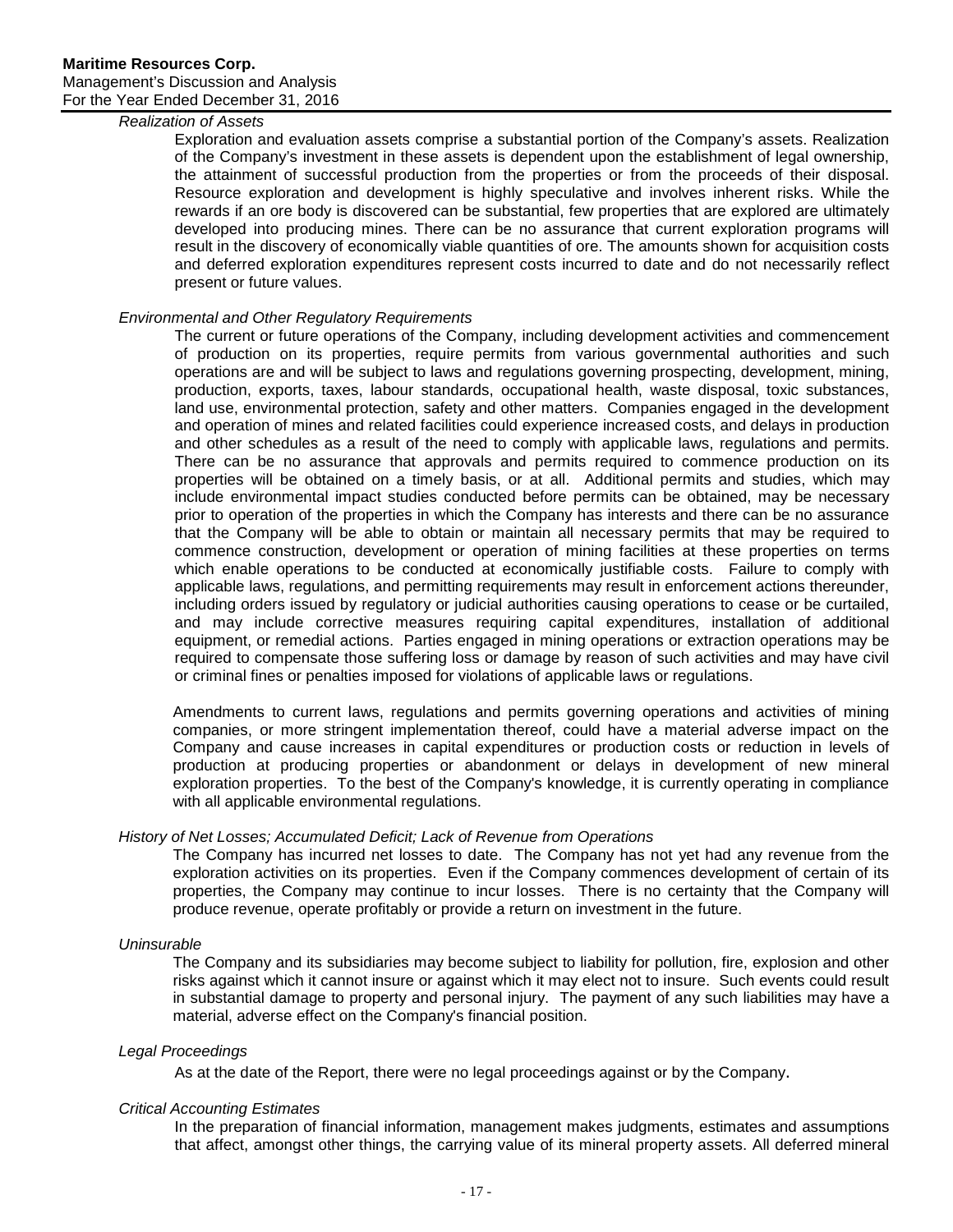*Realization of Assets*

Exploration and evaluation assets comprise a substantial portion of the Company's assets. Realization of the Company's investment in these assets is dependent upon the establishment of legal ownership, the attainment of successful production from the properties or from the proceeds of their disposal. Resource exploration and development is highly speculative and involves inherent risks. While the rewards if an ore body is discovered can be substantial, few properties that are explored are ultimately developed into producing mines. There can be no assurance that current exploration programs will result in the discovery of economically viable quantities of ore. The amounts shown for acquisition costs and deferred exploration expenditures represent costs incurred to date and do not necessarily reflect present or future values.

*Environmental and Other Regulatory Requirements*

The current or future operations of the Company, including development activities and commencement of production on its properties, require permits from various governmental authorities and such operations are and will be subject to laws and regulations governing prospecting, development, mining, production, exports, taxes, labour standards, occupational health, waste disposal, toxic substances, land use, environmental protection, safety and other matters. Companies engaged in the development and operation of mines and related facilities could experience increased costs, and delays in production and other schedules as a result of the need to comply with applicable laws, regulations and permits. There can be no assurance that approvals and permits required to commence production on its properties will be obtained on a timely basis, or at all. Additional permits and studies, which may include environmental impact studies conducted before permits can be obtained, may be necessary prior to operation of the properties in which the Company has interests and there can be no assurance that the Company will be able to obtain or maintain all necessary permits that may be required to commence construction, development or operation of mining facilities at these properties on terms which enable operations to be conducted at economically justifiable costs. Failure to comply with applicable laws, regulations, and permitting requirements may result in enforcement actions thereunder, including orders issued by regulatory or judicial authorities causing operations to cease or be curtailed, and may include corrective measures requiring capital expenditures, installation of additional equipment, or remedial actions. Parties engaged in mining operations or extraction operations may be required to compensate those suffering loss or damage by reason of such activities and may have civil or criminal fines or penalties imposed for violations of applicable laws or regulations.

Amendments to current laws, regulations and permits governing operations and activities of mining companies, or more stringent implementation thereof, could have a material adverse impact on the Company and cause increases in capital expenditures or production costs or reduction in levels of production at producing properties or abandonment or delays in development of new mineral exploration properties. To the best of the Company's knowledge, it is currently operating in compliance with all applicable environmental regulations.

*History of Net Losses; Accumulated Deficit; Lack of Revenue from Operations*

The Company has incurred net losses to date. The Company has not yet had any revenue from the exploration activities on its properties. Even if the Company commences development of certain of its properties, the Company may continue to incur losses. There is no certainty that the Company will produce revenue, operate profitably or provide a return on investment in the future.

*Uninsurable*

The Company and its subsidiaries may become subject to liability for pollution, fire, explosion and other risks against which it cannot insure or against which it may elect not to insure. Such events could result in substantial damage to property and personal injury. The payment of any such liabilities may have a material, adverse effect on the Company's financial position.

*Legal Proceedings*

As at the date of the Report, there were no legal proceedings against or by the Company.

*Critical Accounting Estimates*

In the preparation of financial information, management makes judgments, estimates and assumptions that affect, amongst other things, the carrying value of its mineral property assets. All deferred mineral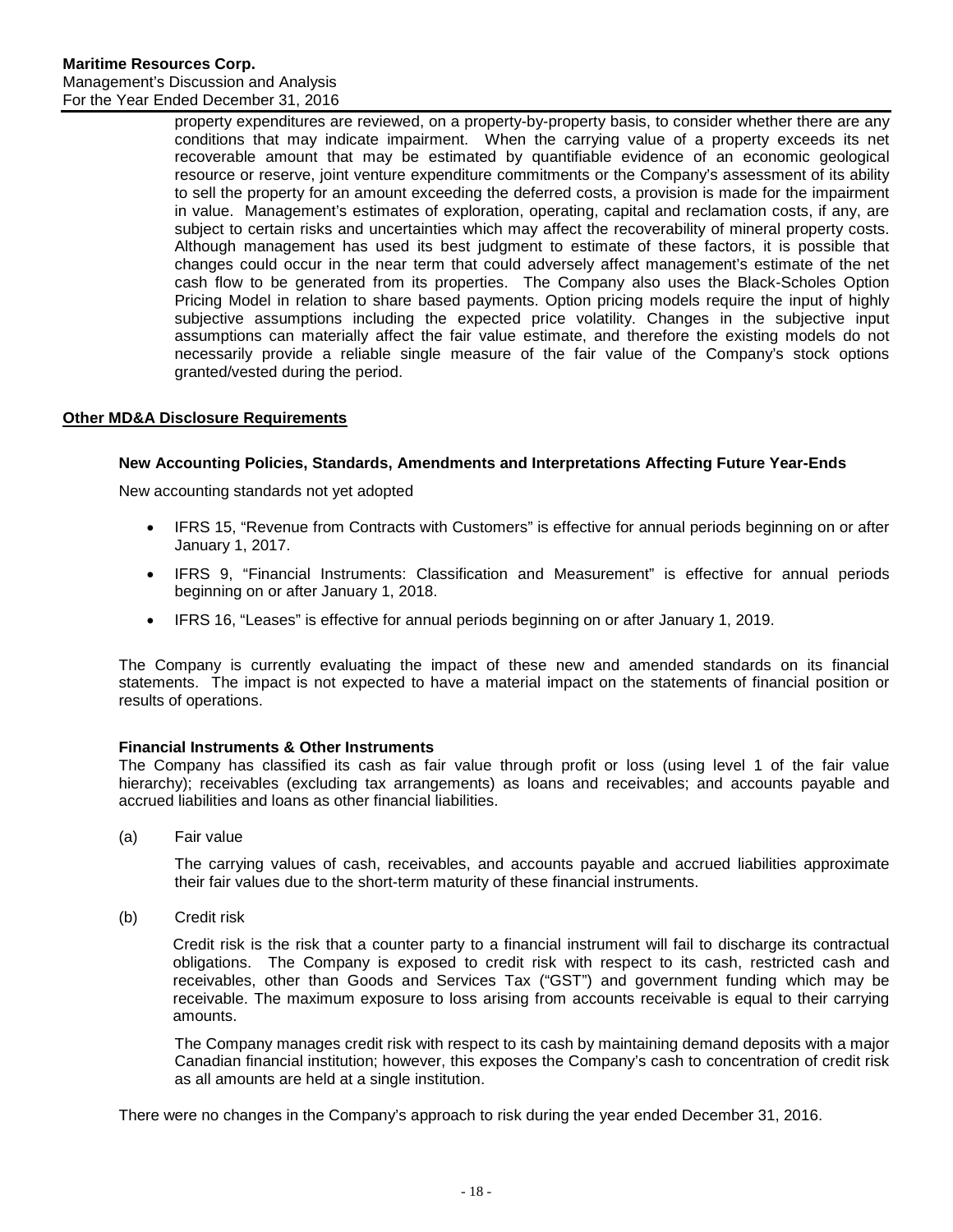property expenditures are reviewed, on a property-by-property basis, to consider whether there are any conditions that may indicate impairment. When the carrying value of a property exceeds its net recoverable amount that may be estimated by quantifiable evidence of an economic geological resource or reserve, joint venture expenditure commitments or the Company's assessment of its ability to sell the property for an amount exceeding the deferred costs, a provision is made for the impairment in value. Management's estimates of exploration, operating, capital and reclamation costs, if any, are subject to certain risks and uncertainties which may affect the recoverability of mineral property costs. Although management has used its best judgment to estimate of these factors, it is possible that changes could occur in the near term that could adversely affect management's estimate of the net cash flow to be generated from its properties. The Company also uses the Black-Scholes Option Pricing Model in relation to share based payments. Option pricing models require the input of highly subjective assumptions including the expected price volatility. Changes in the subjective input assumptions can materially affect the fair value estimate, and therefore the existing models do not necessarily provide a reliable single measure of the fair value of the Company's stock options granted/vested during the period.

## Other MD&A Disclosure Requirements

### New Accounting Policies, Standards, Amendments and Interpretations Affecting Future Year-Ends

New accounting standards not yet adopted

- IFRS 15, "Revenue from Contracts with Customers" is effective for annual periods beginning on or after January 1, 2017.
- IFRS 9, "Financial Instruments: Classification and Measurement" is effective for annual periods beginning on or after January 1, 2018.
- IFRS 16, "Leases" is effective for annual periods beginning on or after January 1, 2019.

The Company is currently evaluating the impact of these new and amended standards on its financial statements. The impact is not expected to have a material impact on the statements of financial position or results of operations.

### Financial Instruments & Other Instruments

The Company has classified its cash as fair value through profit or loss (using level 1 of the fair value hierarchy); receivables (excluding tax arrangements) as loans and receivables; and accounts payable and accrued liabilities and loans as other financial liabilities.

(a) Fair value

The carrying values of cash, receivables, and accounts payable and accrued liabilities approximate their fair values due to the short-term maturity of these financial instruments.

(b) Credit risk

Credit risk is the risk that a counter party to a financial instrument will fail to discharge its contractual obligations. The Company is exposed to credit risk with respect to its cash, restricted cash and receivables, other than Goods and Services Tax ("GST") and government funding which may be receivable. The maximum exposure to loss arising from accounts receivable is equal to their carrying amounts.

The Company manages credit risk with respect to its cash by maintaining demand deposits with a major Canadian financial institution; however, this exposes the Company's cash to concentration of credit risk as all amounts are held at a single institution.

There were no changes in the Company's approach to risk during the year ended December 31, 2016.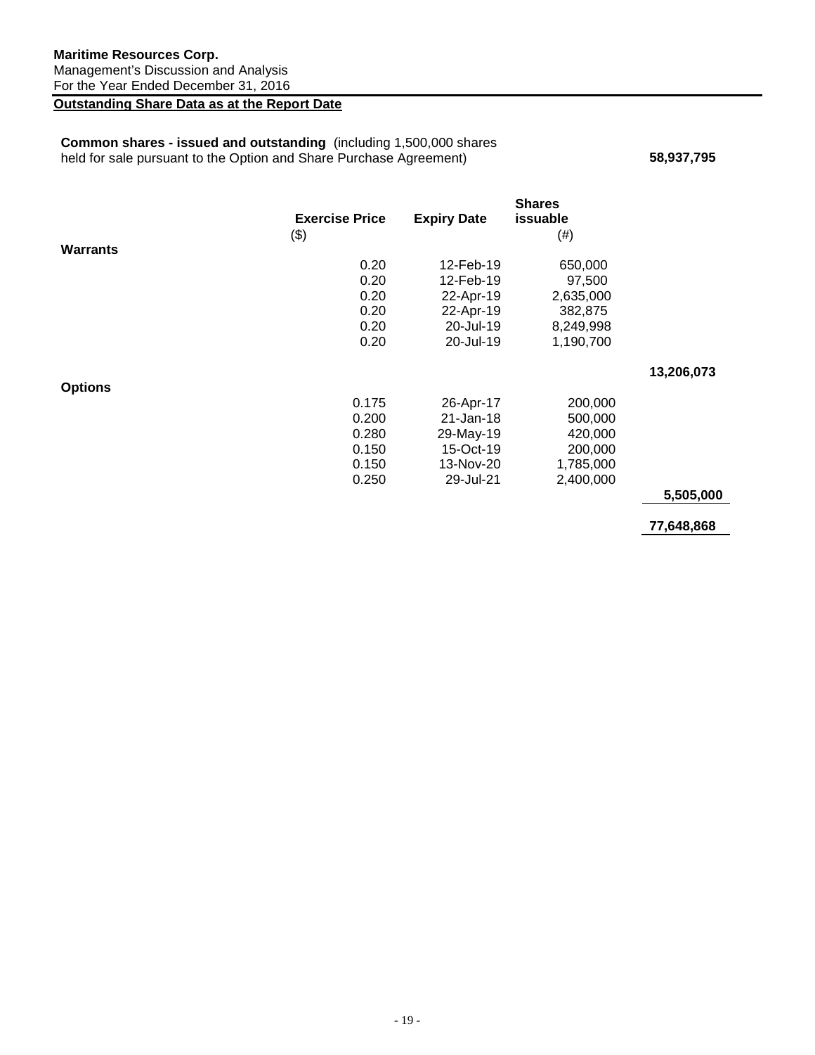## Outstanding Share Data as at the Report Date

| | | | | |
|---|---|---|---|---|
| **Common shares - issued and outstanding** (including 1,500,000 shares held for sale pursuant to the Option and Share Purchase Agreement) | | | | **58,937,795** |
| | **Exercise Price** ($) | **Expiry Date** | **Shares issuable** (#) | |
| **Warrants** | | | | |
| | 0.20 | 12-Feb-19 | 650,000 | |
| | 0.20 | 12-Feb-19 | 97,500 | |
| | 0.20 | 22-Apr-19 | 2,635,000 | |
| | 0.20 | 22-Apr-19 | 382,875 | |
| | 0.20 | 20-Jul-19 | 8,249,998 | |
| | 0.20 | 20-Jul-19 | 1,190,700 | |
| | | | | **13,206,073** |
| **Options** | | | | |
| | 0.175 | 26-Apr-17 | 200,000 | |
| | 0.200 | 21-Jan-18 | 500,000 | |
| | 0.280 | 29-May-19 | 420,000 | |
| | 0.150 | 15-Oct-19 | 200,000 | |
| | 0.150 | 13-Nov-20 | 1,785,000 | |
| | 0.250 | 29-Jul-21 | 2,400,000 | |
| | | | | **5,505,000** |
| | | | | **77,648,868** |